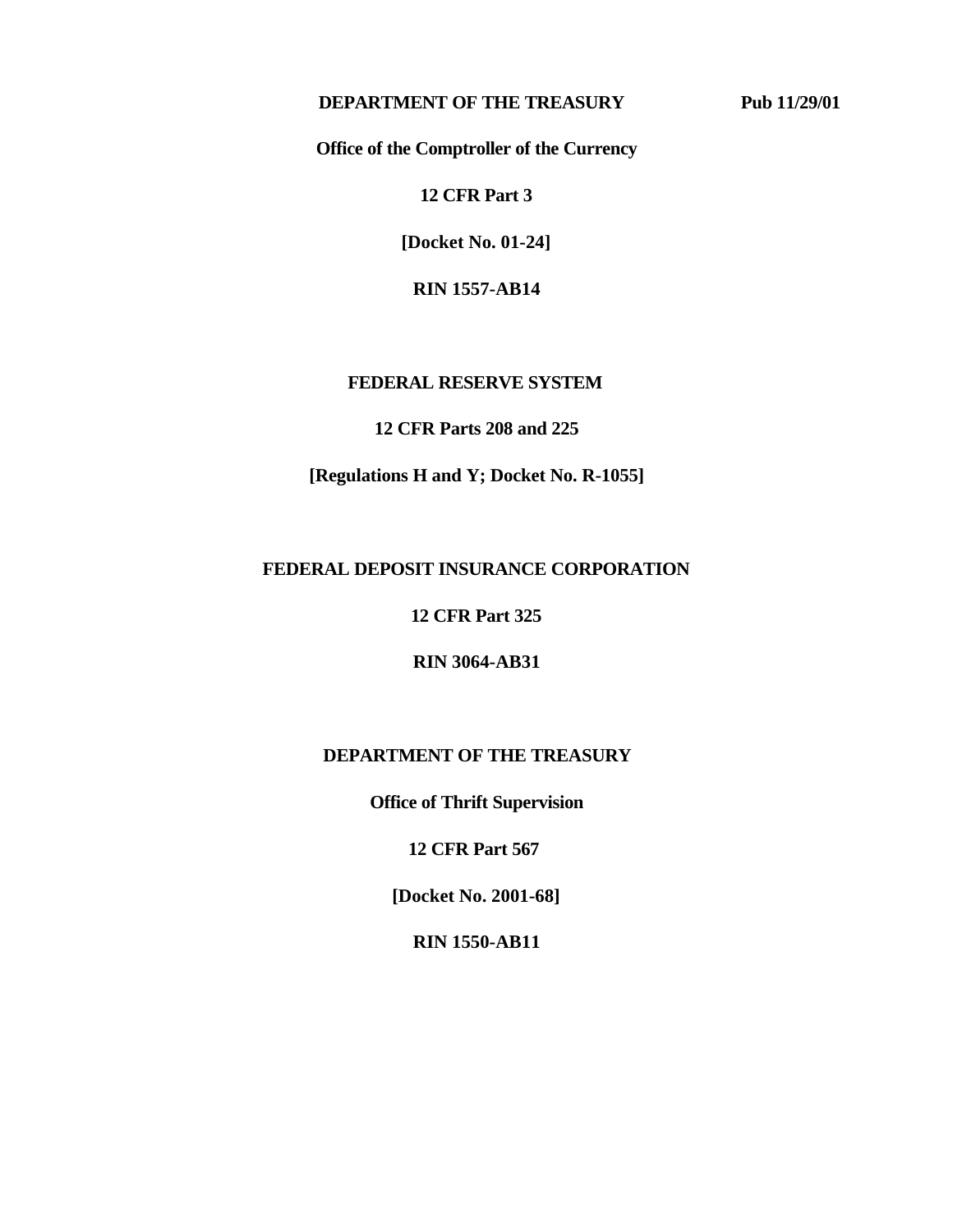**DEPARTMENT OF THE TREASURY** **Pub 11/29/01**

**Office of the Comptroller of the Currency**

**12 CFR Part 3**

**[Docket No. 01-24]**

**RIN 1557-AB14**

**FEDERAL RESERVE SYSTEM**

**12 CFR Parts 208 and 225**

**[Regulations H and Y; Docket No. R-1055]**

**FEDERAL DEPOSIT INSURANCE CORPORATION**

**12 CFR Part 325**

**RIN 3064-AB31**

**DEPARTMENT OF THE TREASURY**

**Office of Thrift Supervision**

**12 CFR Part 567**

**[Docket No. 2001-68]**

**RIN 1550-AB11**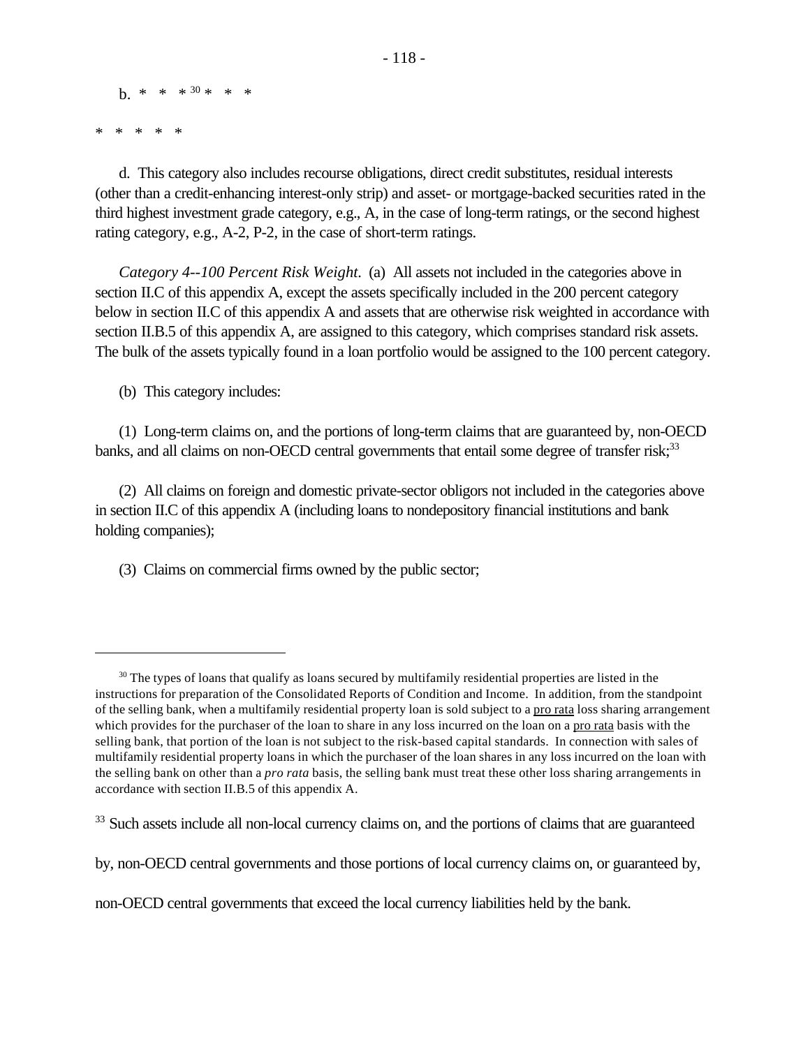b. * * * [30] * * *

* * * * *

d. This category also includes recourse obligations, direct credit substitutes, residual interests (other than a credit-enhancing interest-only strip) and asset- or mortgage-backed securities rated in the third highest investment grade category, e.g., A, in the case of long-term ratings, or the second highest rating category, e.g., A-2, P-2, in the case of short-term ratings.

*Category 4--100 Percent Risk Weight.* (a) All assets not included in the categories above in section II.C of this appendix A, except the assets specifically included in the 200 percent category below in section II.C of this appendix A and assets that are otherwise risk weighted in accordance with section II.B.5 of this appendix A, are assigned to this category, which comprises standard risk assets. The bulk of the assets typically found in a loan portfolio would be assigned to the 100 percent category.

(b) This category includes:

(1) Long-term claims on, and the portions of long-term claims that are guaranteed by, non-OECD banks, and all claims on non-OECD central governments that entail some degree of transfer risk;[33]

(2) All claims on foreign and domestic private-sector obligors not included in the categories above in section II.C of this appendix A (including loans to nondepository financial institutions and bank holding companies);

(3) Claims on commercial firms owned by the public sector;

---

[30] The types of loans that qualify as loans secured by multifamily residential properties are listed in the instructions for preparation of the Consolidated Reports of Condition and Income. In addition, from the standpoint of the selling bank, when a multifamily residential property loan is sold subject to a pro rata loss sharing arrangement which provides for the purchaser of the loan to share in any loss incurred on the loan on a pro rata basis with the selling bank, that portion of the loan is not subject to the risk-based capital standards. In connection with sales of multifamily residential property loans in which the purchaser of the loan shares in any loss incurred on the loan with the selling bank on other than a *pro rata* basis, the selling bank must treat these other loss sharing arrangements in accordance with section II.B.5 of this appendix A.

[33] Such assets include all non-local currency claims on, and the portions of claims that are guaranteed by, non-OECD central governments and those portions of local currency claims on, or guaranteed by, non-OECD central governments that exceed the local currency liabilities held by the bank.